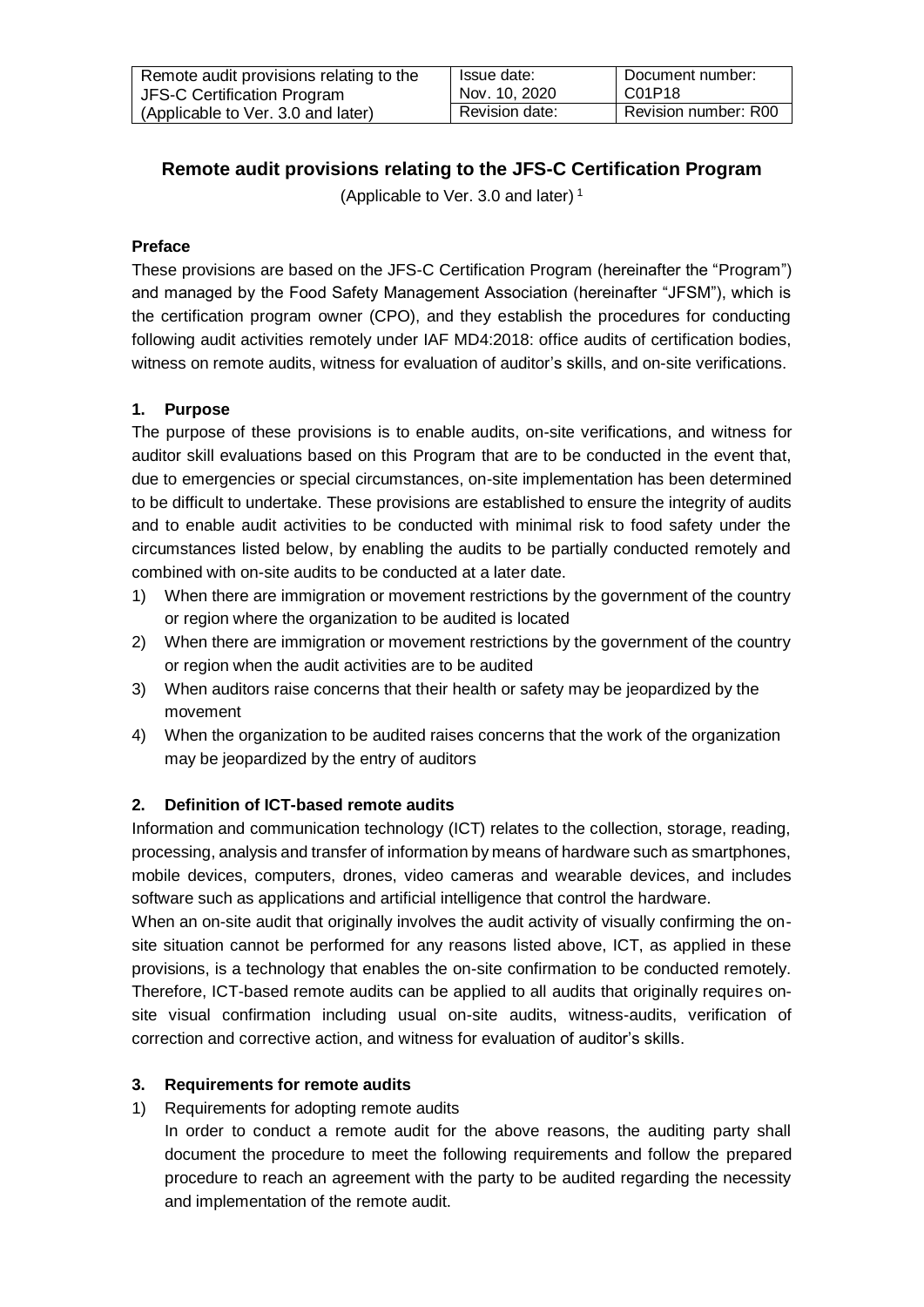| Remote audit provisions relating to the JFS-C Certification Program (Applicable to Ver. 3.0 and later) | Issue date: Nov. 10, 2020 | Document number: C01P18 |
| --- | --- | --- |
| | Revision date: | Revision number: R00 |

## Remote audit provisions relating to the JFS-C Certification Program

(Applicable to Ver. 3.0 and later) [1]

### Preface

These provisions are based on the JFS-C Certification Program (hereinafter the "Program") and managed by the Food Safety Management Association (hereinafter "JFSM"), which is the certification program owner (CPO), and they establish the procedures for conducting following audit activities remotely under IAF MD4:2018: office audits of certification bodies, witness on remote audits, witness for evaluation of auditor's skills, and on-site verifications.

### 1. Purpose

The purpose of these provisions is to enable audits, on-site verifications, and witness for auditor skill evaluations based on this Program that are to be conducted in the event that, due to emergencies or special circumstances, on-site implementation has been determined to be difficult to undertake. These provisions are established to ensure the integrity of audits and to enable audit activities to be conducted with minimal risk to food safety under the circumstances listed below, by enabling the audits to be partially conducted remotely and combined with on-site audits to be conducted at a later date.

1) When there are immigration or movement restrictions by the government of the country or region where the organization to be audited is located
2) When there are immigration or movement restrictions by the government of the country or region when the audit activities are to be audited
3) When auditors raise concerns that their health or safety may be jeopardized by the movement
4) When the organization to be audited raises concerns that the work of the organization may be jeopardized by the entry of auditors

### 2. Definition of ICT-based remote audits

Information and communication technology (ICT) relates to the collection, storage, reading, processing, analysis and transfer of information by means of hardware such as smartphones, mobile devices, computers, drones, video cameras and wearable devices, and includes software such as applications and artificial intelligence that control the hardware.

When an on-site audit that originally involves the audit activity of visually confirming the on-site situation cannot be performed for any reasons listed above, ICT, as applied in these provisions, is a technology that enables the on-site confirmation to be conducted remotely. Therefore, ICT-based remote audits can be applied to all audits that originally requires on-site visual confirmation including usual on-site audits, witness-audits, verification of correction and corrective action, and witness for evaluation of auditor's skills.

### 3. Requirements for remote audits

1) Requirements for adopting remote audits

   In order to conduct a remote audit for the above reasons, the auditing party shall document the procedure to meet the following requirements and follow the prepared procedure to reach an agreement with the party to be audited regarding the necessity and implementation of the remote audit.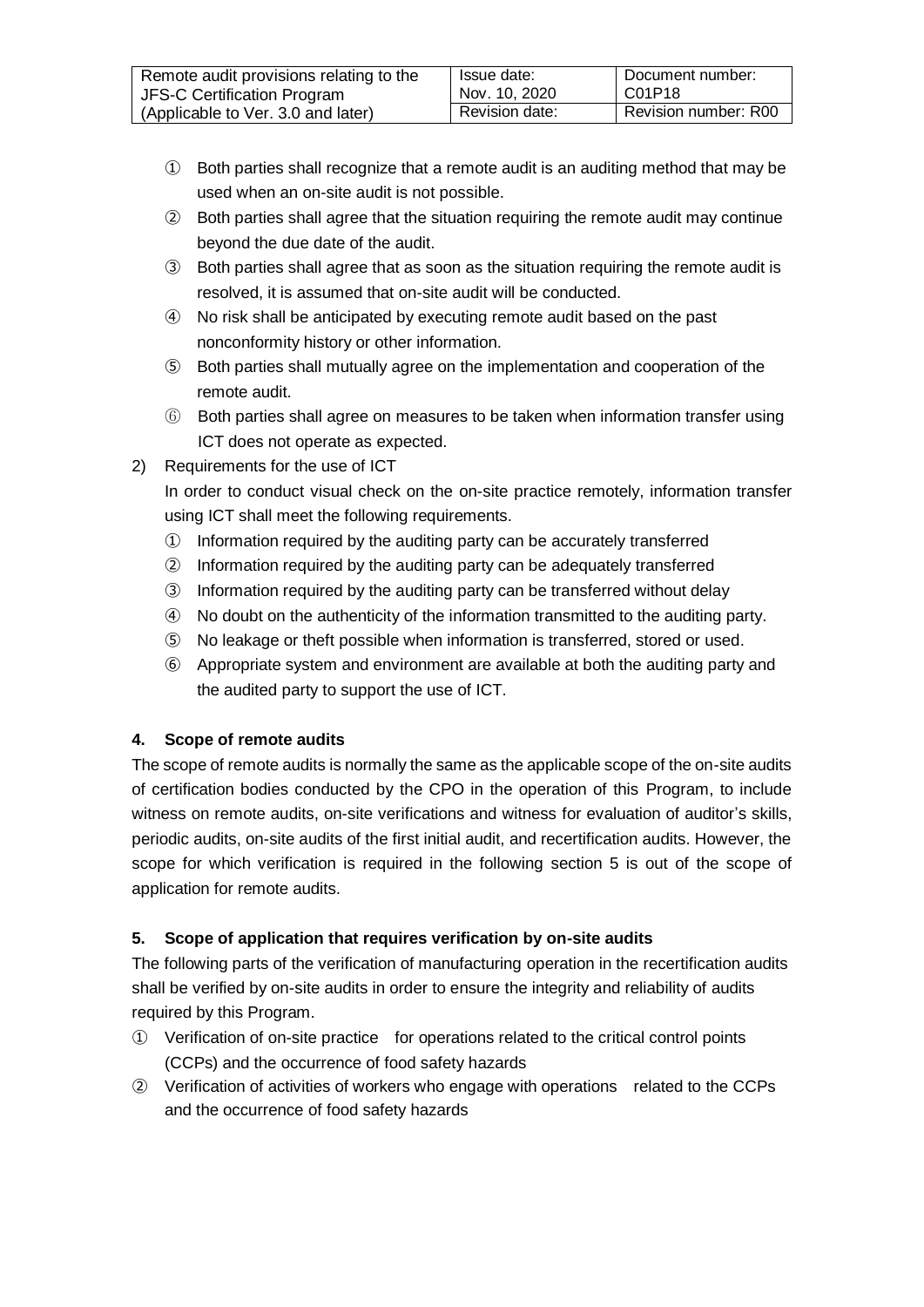① Both parties shall recognize that a remote audit is an auditing method that may be used when an on-site audit is not possible.

② Both parties shall agree that the situation requiring the remote audit may continue beyond the due date of the audit.

③ Both parties shall agree that as soon as the situation requiring the remote audit is resolved, it is assumed that on-site audit will be conducted.

④ No risk shall be anticipated by executing remote audit based on the past nonconformity history or other information.

⑤ Both parties shall mutually agree on the implementation and cooperation of the remote audit.

⑥ Both parties shall agree on measures to be taken when information transfer using ICT does not operate as expected.

2) Requirements for the use of ICT

In order to conduct visual check on the on-site practice remotely, information transfer using ICT shall meet the following requirements.

① Information required by the auditing party can be accurately transferred

② Information required by the auditing party can be adequately transferred

③ Information required by the auditing party can be transferred without delay

④ No doubt on the authenticity of the information transmitted to the auditing party.

⑤ No leakage or theft possible when information is transferred, stored or used.

⑥ Appropriate system and environment are available at both the auditing party and the audited party to support the use of ICT.

**4. Scope of remote audits**

The scope of remote audits is normally the same as the applicable scope of the on-site audits of certification bodies conducted by the CPO in the operation of this Program, to include witness on remote audits, on-site verifications and witness for evaluation of auditor's skills, periodic audits, on-site audits of the first initial audit, and recertification audits. However, the scope for which verification is required in the following section 5 is out of the scope of application for remote audits.

**5. Scope of application that requires verification by on-site audits**

The following parts of the verification of manufacturing operation in the recertification audits shall be verified by on-site audits in order to ensure the integrity and reliability of audits required by this Program.

① Verification of on-site practice for operations related to the critical control points (CCPs) and the occurrence of food safety hazards

② Verification of activities of workers who engage with operations related to the CCPs and the occurrence of food safety hazards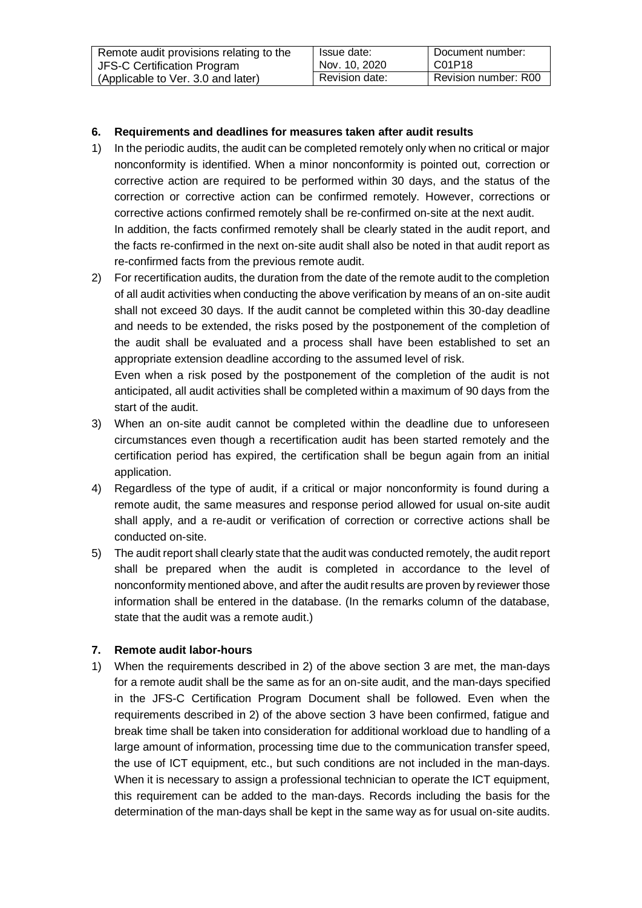## 6. Requirements and deadlines for measures taken after audit results

1) In the periodic audits, the audit can be completed remotely only when no critical or major nonconformity is identified. When a minor nonconformity is pointed out, correction or corrective action are required to be performed within 30 days, and the status of the correction or corrective action can be confirmed remotely. However, corrections or corrective actions confirmed remotely shall be re-confirmed on-site at the next audit.
   In addition, the facts confirmed remotely shall be clearly stated in the audit report, and the facts re-confirmed in the next on-site audit shall also be noted in that audit report as re-confirmed facts from the previous remote audit.
2) For recertification audits, the duration from the date of the remote audit to the completion of all audit activities when conducting the above verification by means of an on-site audit shall not exceed 30 days. If the audit cannot be completed within this 30-day deadline and needs to be extended, the risks posed by the postponement of the completion of the audit shall be evaluated and a process shall have been established to set an appropriate extension deadline according to the assumed level of risk.
   Even when a risk posed by the postponement of the completion of the audit is not anticipated, all audit activities shall be completed within a maximum of 90 days from the start of the audit.
3) When an on-site audit cannot be completed within the deadline due to unforeseen circumstances even though a recertification audit has been started remotely and the certification period has expired, the certification shall be begun again from an initial application.
4) Regardless of the type of audit, if a critical or major nonconformity is found during a remote audit, the same measures and response period allowed for usual on-site audit shall apply, and a re-audit or verification of correction or corrective actions shall be conducted on-site.
5) The audit report shall clearly state that the audit was conducted remotely, the audit report shall be prepared when the audit is completed in accordance to the level of nonconformity mentioned above, and after the audit results are proven by reviewer those information shall be entered in the database. (In the remarks column of the database, state that the audit was a remote audit.)

## 7. Remote audit labor-hours

1) When the requirements described in 2) of the above section 3 are met, the man-days for a remote audit shall be the same as for an on-site audit, and the man-days specified in the JFS-C Certification Program Document shall be followed. Even when the requirements described in 2) of the above section 3 have been confirmed, fatigue and break time shall be taken into consideration for additional workload due to handling of a large amount of information, processing time due to the communication transfer speed, the use of ICT equipment, etc., but such conditions are not included in the man-days. When it is necessary to assign a professional technician to operate the ICT equipment, this requirement can be added to the man-days. Records including the basis for the determination of the man-days shall be kept in the same way as for usual on-site audits.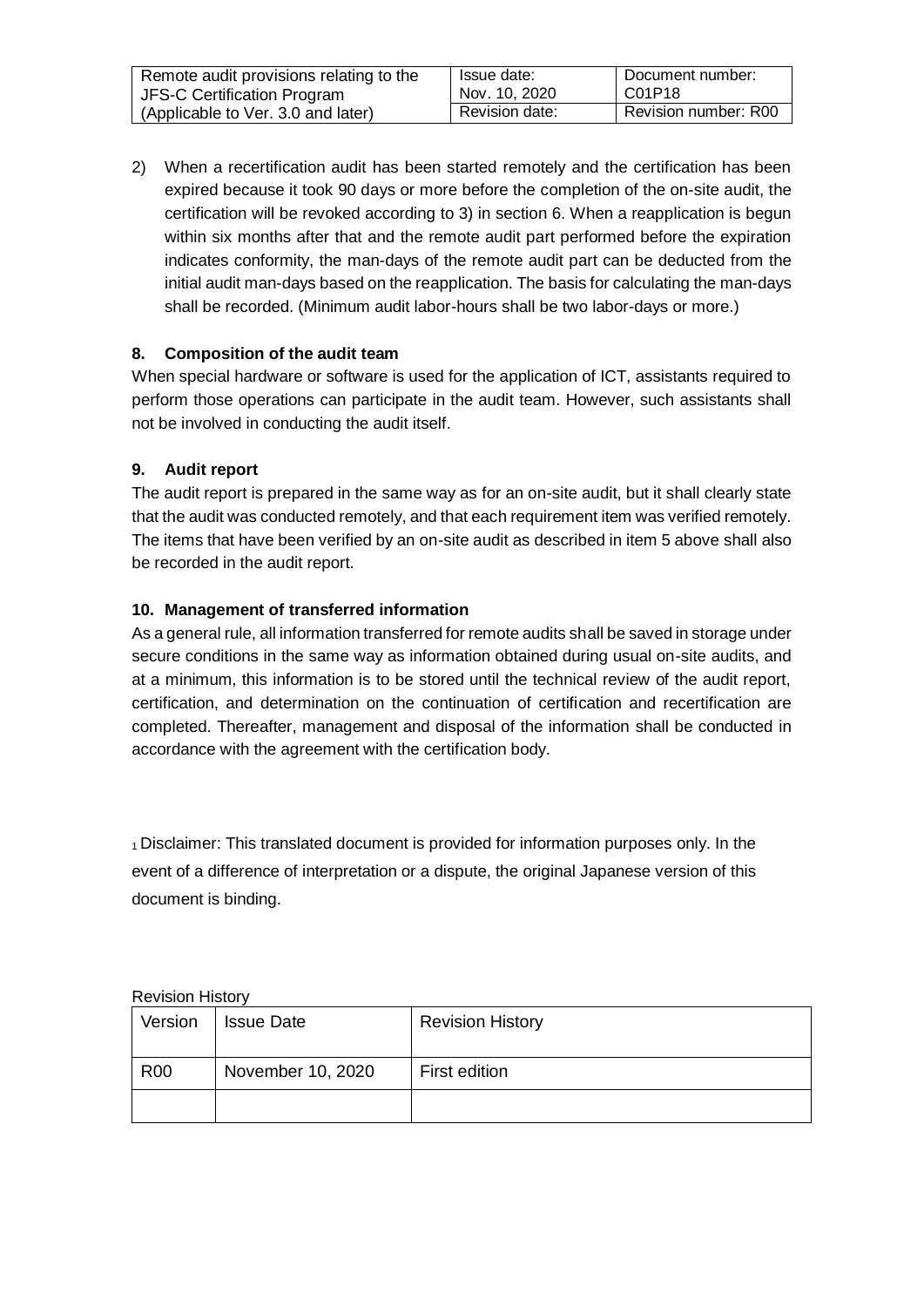2) When a recertification audit has been started remotely and the certification has been expired because it took 90 days or more before the completion of the on-site audit, the certification will be revoked according to 3) in section 6. When a reapplication is begun within six months after that and the remote audit part performed before the expiration indicates conformity, the man-days of the remote audit part can be deducted from the initial audit man-days based on the reapplication. The basis for calculating the man-days shall be recorded. (Minimum audit labor-hours shall be two labor-days or more.)

## 8. Composition of the audit team

When special hardware or software is used for the application of ICT, assistants required to perform those operations can participate in the audit team. However, such assistants shall not be involved in conducting the audit itself.

## 9. Audit report

The audit report is prepared in the same way as for an on-site audit, but it shall clearly state that the audit was conducted remotely, and that each requirement item was verified remotely. The items that have been verified by an on-site audit as described in item 5 above shall also be recorded in the audit report.

## 10. Management of transferred information

As a general rule, all information transferred for remote audits shall be saved in storage under secure conditions in the same way as information obtained during usual on-site audits, and at a minimum, this information is to be stored until the technical review of the audit report, certification, and determination on the continuation of certification and recertification are completed. Thereafter, management and disposal of the information shall be conducted in accordance with the agreement with the certification body.

[1] Disclaimer: This translated document is provided for information purposes only. In the event of a difference of interpretation or a dispute, the original Japanese version of this document is binding.

Revision History

| Version | Issue Date | Revision History |
|---|---|---|
| R00 | November 10, 2020 | First edition |
| | | |